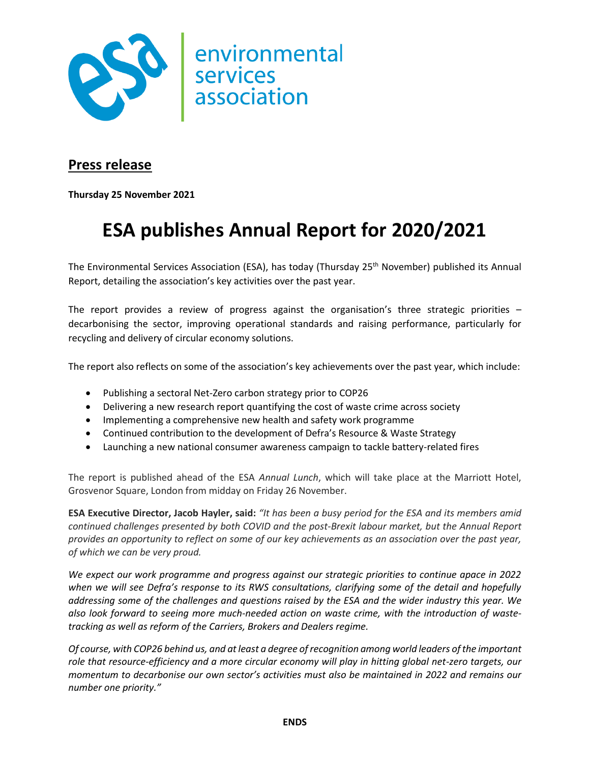environmental services association

## Press release

**Thursday 25 November 2021**

# ESA publishes Annual Report for 2020/2021

The Environmental Services Association (ESA), has today (Thursday 25th November) published its Annual Report, detailing the association's key activities over the past year.

The report provides a review of progress against the organisation's three strategic priorities – decarbonising the sector, improving operational standards and raising performance, particularly for recycling and delivery of circular economy solutions.

The report also reflects on some of the association's key achievements over the past year, which include:

- Publishing a sectoral Net-Zero carbon strategy prior to COP26
- Delivering a new research report quantifying the cost of waste crime across society
- Implementing a comprehensive new health and safety work programme
- Continued contribution to the development of Defra's Resource & Waste Strategy
- Launching a new national consumer awareness campaign to tackle battery-related fires

The report is published ahead of the ESA *Annual Lunch*, which will take place at the Marriott Hotel, Grosvenor Square, London from midday on Friday 26 November.

**ESA Executive Director, Jacob Hayler, said:** *"It has been a busy period for the ESA and its members amid continued challenges presented by both COVID and the post-Brexit labour market, but the Annual Report provides an opportunity to reflect on some of our key achievements as an association over the past year, of which we can be very proud.*

*We expect our work programme and progress against our strategic priorities to continue apace in 2022 when we will see Defra's response to its RWS consultations, clarifying some of the detail and hopefully addressing some of the challenges and questions raised by the ESA and the wider industry this year. We also look forward to seeing more much-needed action on waste crime, with the introduction of waste-tracking as well as reform of the Carriers, Brokers and Dealers regime.*

*Of course, with COP26 behind us, and at least a degree of recognition among world leaders of the important role that resource-efficiency and a more circular economy will play in hitting global net-zero targets, our momentum to decarbonise our own sector's activities must also be maintained in 2022 and remains our number one priority."*

**ENDS**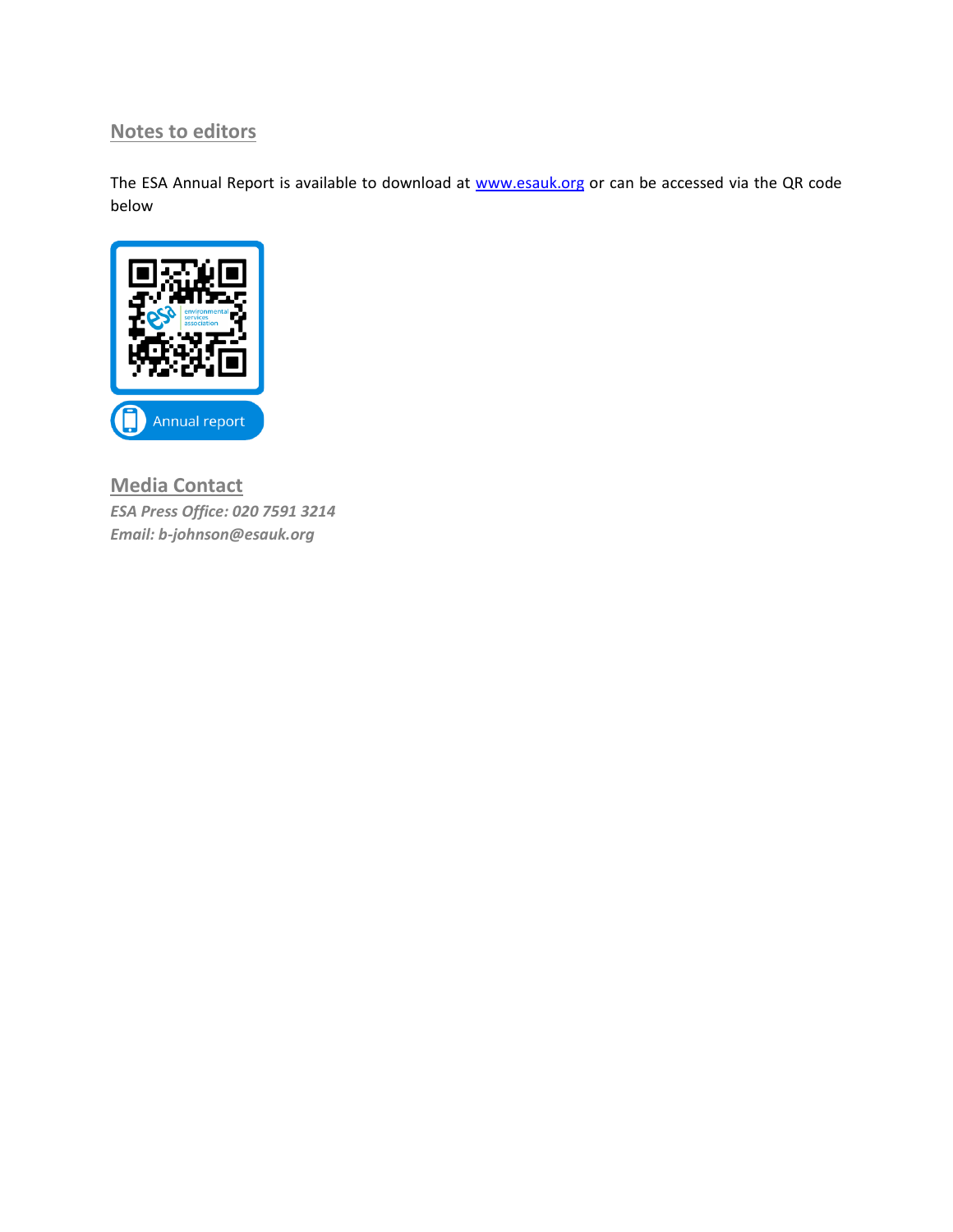## Notes to editors

The ESA Annual Report is available to download at [www.esauk.org](http://www.esauk.org) or can be accessed via the QR code below

Annual report

## Media Contact

*ESA Press Office: 020 7591 3214*
*Email: b-johnson@esauk.org*